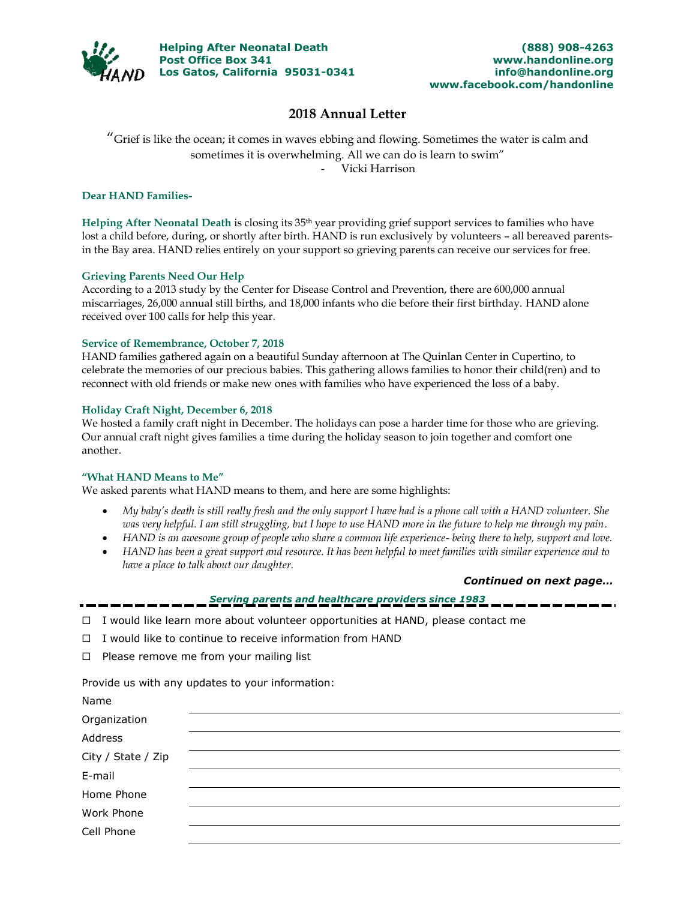**Helping After Neonatal Death**
**Post Office Box 341**
**Los Gatos, California 95031-0341**

**(888) 908-4263**
**www.handonline.org**
**info@handonline.org**
**www.facebook.com/handonline**

# 2018 Annual Letter

"Grief is like the ocean; it comes in waves ebbing and flowing. Sometimes the water is calm and sometimes it is overwhelming. All we can do is learn to swim"
- Vicki Harrison

**Dear HAND Families-**

**Helping After Neonatal Death** is closing its 35th year providing grief support services to families who have lost a child before, during, or shortly after birth. HAND is run exclusively by volunteers – all bereaved parents- in the Bay area. HAND relies entirely on your support so grieving parents can receive our services for free.

### Grieving Parents Need Our Help

According to a 2013 study by the Center for Disease Control and Prevention, there are 600,000 annual miscarriages, 26,000 annual still births, and 18,000 infants who die before their first birthday. HAND alone received over 100 calls for help this year.

### Service of Remembrance, October 7, 2018

HAND families gathered again on a beautiful Sunday afternoon at The Quinlan Center in Cupertino, to celebrate the memories of our precious babies. This gathering allows families to honor their child(ren) and to reconnect with old friends or make new ones with families who have experienced the loss of a baby.

### Holiday Craft Night, December 6, 2018

We hosted a family craft night in December. The holidays can pose a harder time for those who are grieving. Our annual craft night gives families a time during the holiday season to join together and comfort one another.

### "What HAND Means to Me"

We asked parents what HAND means to them, and here are some highlights:

- *My baby's death is still really fresh and the only support I have had is a phone call with a HAND volunteer. She was very helpful. I am still struggling, but I hope to use HAND more in the future to help me through my pain.*
- *HAND is an awesome group of people who share a common life experience- being there to help, support and love.*
- *HAND has been a great support and resource. It has been helpful to meet families with similar experience and to have a place to talk about our daughter.*

***Continued on next page…***

*Serving parents and healthcare providers since 1983*

- ☐ I would like learn more about volunteer opportunities at HAND, please contact me
- ☐ I would like to continue to receive information from HAND
- ☐ Please remove me from your mailing list

Provide us with any updates to your information:

Name ______________________

Organization ______________________

Address ______________________

City / State / Zip ______________________

E-mail ______________________

Home Phone ______________________

Work Phone ______________________

Cell Phone ______________________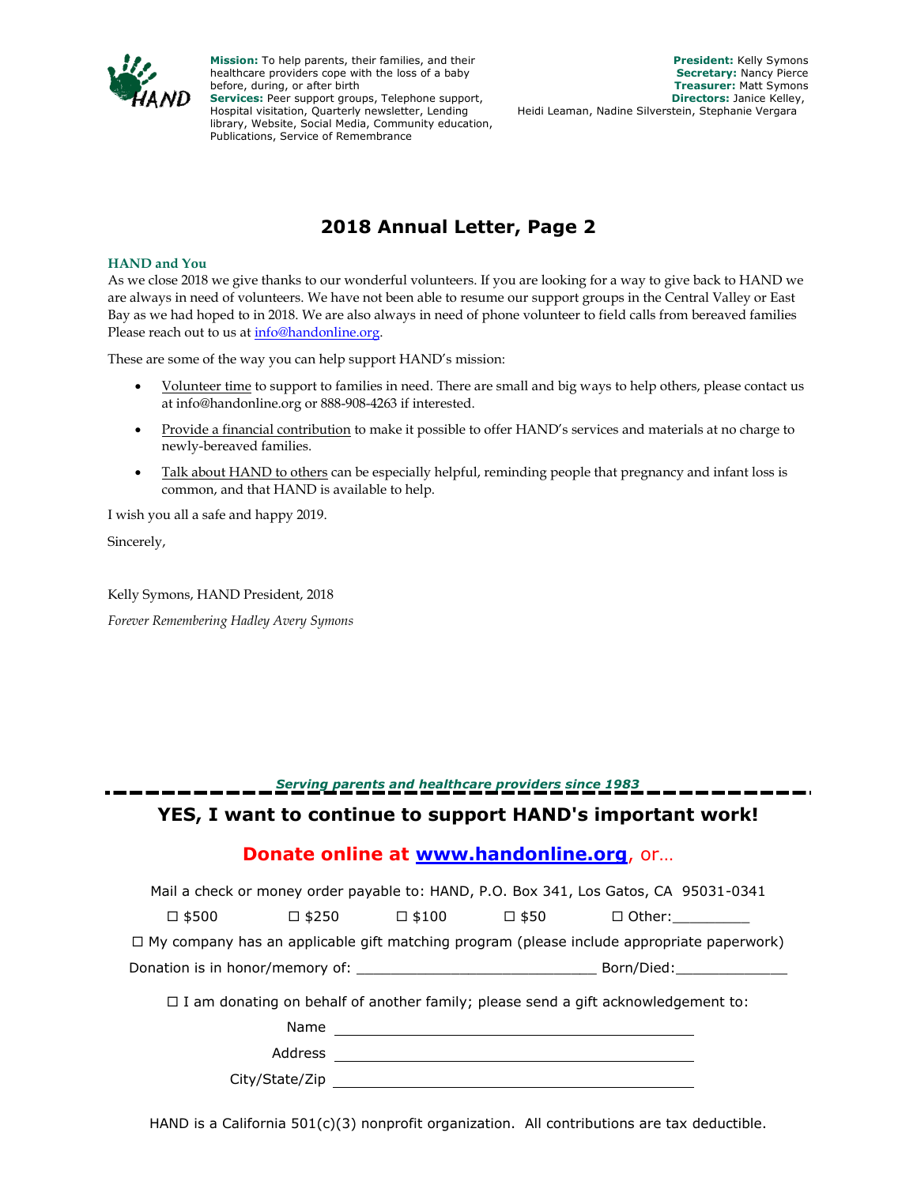**Mission:** To help parents, their families, and their healthcare providers cope with the loss of a baby before, during, or after birth
**Services:** Peer support groups, Telephone support, Hospital visitation, Quarterly newsletter, Lending library, Website, Social Media, Community education, Publications, Service of Remembrance

**President:** Kelly Symons
**Secretary:** Nancy Pierce
**Treasurer:** Matt Symons
**Directors:** Janice Kelley, Heidi Leaman, Nadine Silverstein, Stephanie Vergara

# 2018 Annual Letter, Page 2

## HAND and You

As we close 2018 we give thanks to our wonderful volunteers. If you are looking for a way to give back to HAND we are always in need of volunteers. We have not been able to resume our support groups in the Central Valley or East Bay as we had hoped to in 2018. We are also always in need of phone volunteer to field calls from bereaved families Please reach out to us at info@handonline.org.

These are some of the way you can help support HAND's mission:

- Volunteer time to support to families in need. There are small and big ways to help others, please contact us at info@handonline.org or 888-908-4263 if interested.
- Provide a financial contribution to make it possible to offer HAND's services and materials at no charge to newly-bereaved families.
- Talk about HAND to others can be especially helpful, reminding people that pregnancy and infant loss is common, and that HAND is available to help.

I wish you all a safe and happy 2019.

Sincerely,

Kelly Symons, HAND President, 2018

*Forever Remembering Hadley Avery Symons*

*Serving parents and healthcare providers since 1983*

## YES, I want to continue to support HAND's important work!

**Donate online at www.handonline.org**, or…

Mail a check or money order payable to: HAND, P.O. Box 341, Los Gatos, CA 95031-0341

☐ $500 ☐ $250 ☐ $100 ☐ $50 ☐ Other:_________

☐ My company has an applicable gift matching program (please include appropriate paperwork)

Donation is in honor/memory of: ____________________________ Born/Died:_____________

☐ I am donating on behalf of another family; please send a gift acknowledgement to:

Name ______________________________________

Address ______________________________________

City/State/Zip ______________________________________

HAND is a California 501(c)(3) nonprofit organization. All contributions are tax deductible.